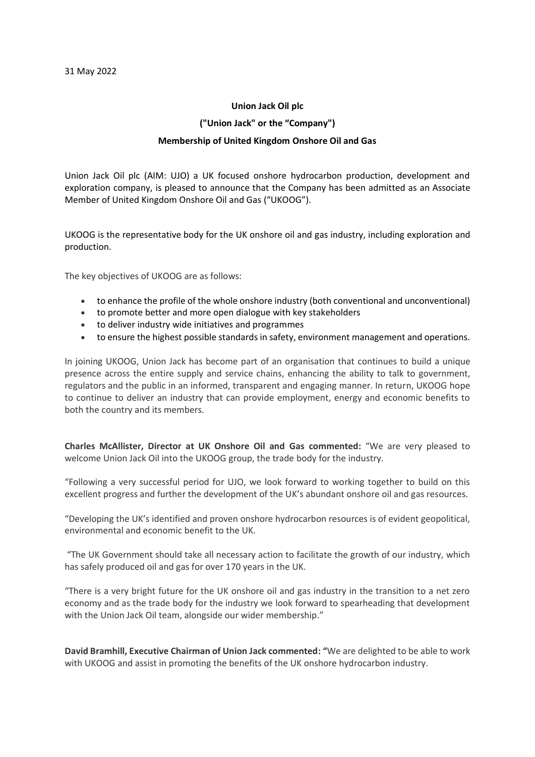31 May 2022

**Union Jack Oil plc**

**("Union Jack" or the "Company")**

**Membership of United Kingdom Onshore Oil and Gas**

Union Jack Oil plc (AIM: UJO) a UK focused onshore hydrocarbon production, development and exploration company, is pleased to announce that the Company has been admitted as an Associate Member of United Kingdom Onshore Oil and Gas ("UKOOG").

UKOOG is the representative body for the UK onshore oil and gas industry, including exploration and production.

The key objectives of UKOOG are as follows:

- to enhance the profile of the whole onshore industry (both conventional and unconventional)
- to promote better and more open dialogue with key stakeholders
- to deliver industry wide initiatives and programmes
- to ensure the highest possible standards in safety, environment management and operations.

In joining UKOOG, Union Jack has become part of an organisation that continues to build a unique presence across the entire supply and service chains, enhancing the ability to talk to government, regulators and the public in an informed, transparent and engaging manner. In return, UKOOG hope to continue to deliver an industry that can provide employment, energy and economic benefits to both the country and its members.

**Charles McAllister, Director at UK Onshore Oil and Gas commented:** "We are very pleased to welcome Union Jack Oil into the UKOOG group, the trade body for the industry.

"Following a very successful period for UJO, we look forward to working together to build on this excellent progress and further the development of the UK's abundant onshore oil and gas resources.

"Developing the UK's identified and proven onshore hydrocarbon resources is of evident geopolitical, environmental and economic benefit to the UK.

"The UK Government should take all necessary action to facilitate the growth of our industry, which has safely produced oil and gas for over 170 years in the UK.

"There is a very bright future for the UK onshore oil and gas industry in the transition to a net zero economy and as the trade body for the industry we look forward to spearheading that development with the Union Jack Oil team, alongside our wider membership."

**David Bramhill, Executive Chairman of Union Jack commented:** "We are delighted to be able to work with UKOOG and assist in promoting the benefits of the UK onshore hydrocarbon industry.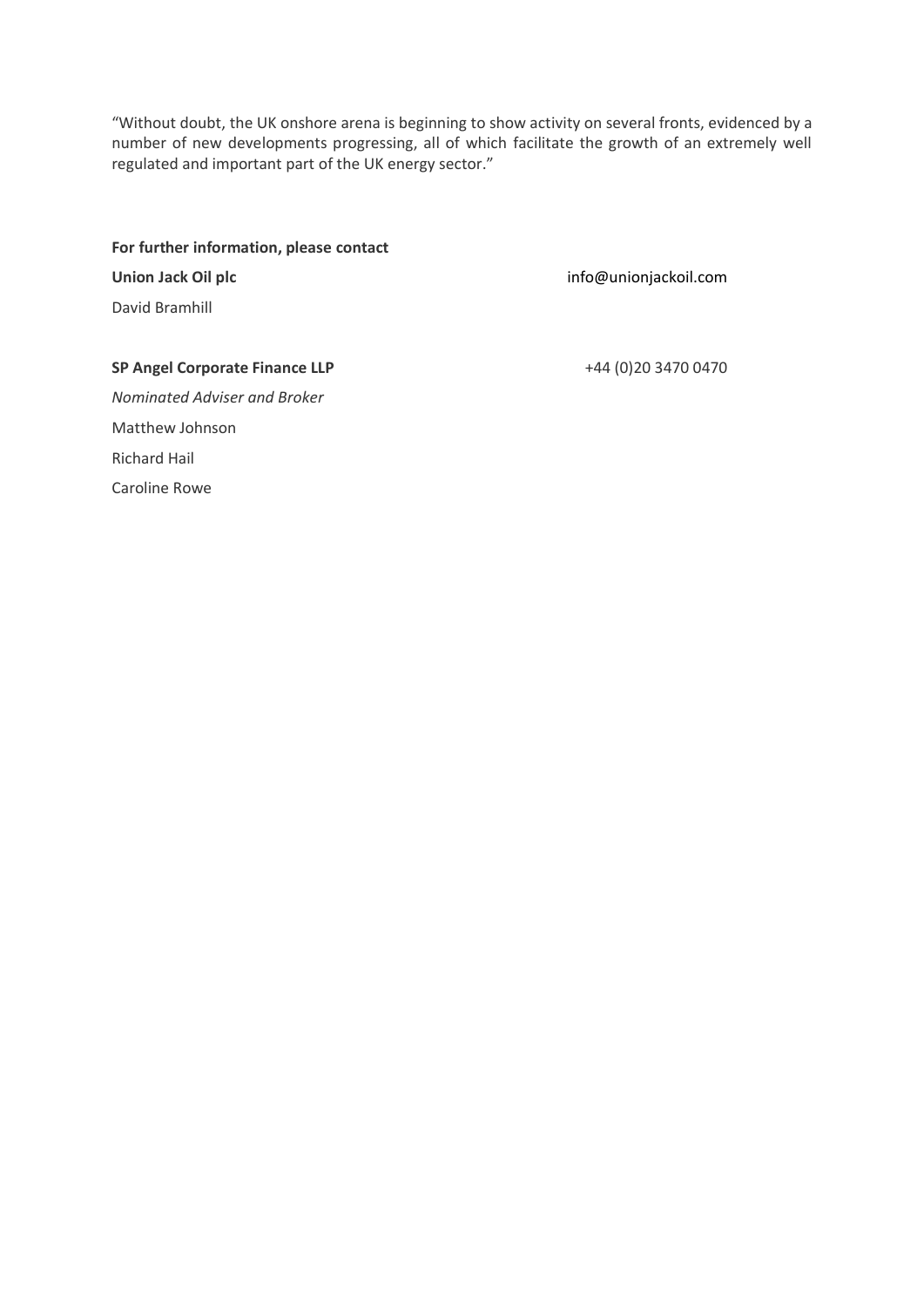"Without doubt, the UK onshore arena is beginning to show activity on several fronts, evidenced by a number of new developments progressing, all of which facilitate the growth of an extremely well regulated and important part of the UK energy sector."

**For further information, please contact**

**Union Jack Oil plc** info@unionjackoil.com

David Bramhill

**SP Angel Corporate Finance LLP** +44 (0)20 3470 0470

*Nominated Adviser and Broker*

Matthew Johnson

Richard Hail

Caroline Rowe